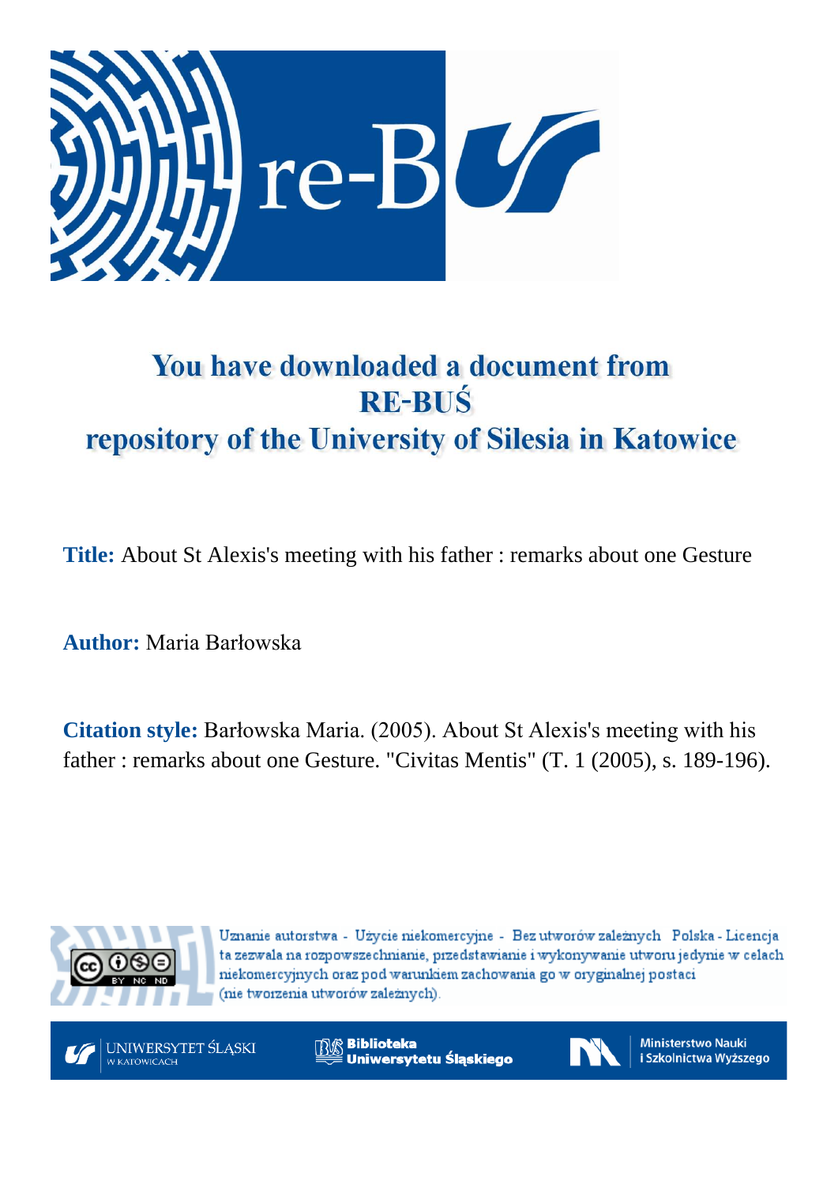# You have downloaded a document from RE-BUŚ repository of the University of Silesia in Katowice

**Title:** About St Alexis's meeting with his father : remarks about one Gesture

**Author:** Maria Barłowska

**Citation style:** Barłowska Maria. (2005). About St Alexis's meeting with his father : remarks about one Gesture. "Civitas Mentis" (T. 1 (2005), s. 189-196).

Uznanie autorstwa - Użycie niekomercyjne - Bez utworów zależnych Polska - Licencja ta zezwala na rozpowszechnianie, przedstawianie i wykonywanie utworu jedynie w celach niekomercyjnych oraz pod warunkiem zachowania go w oryginalnej postaci (nie tworzenia utworów zależnych).

UNIWERSYTET ŚLĄSKI W KATOWICACH

Biblioteka Uniwersytetu Śląskiego

Ministerstwo Nauki i Szkolnictwa Wyższego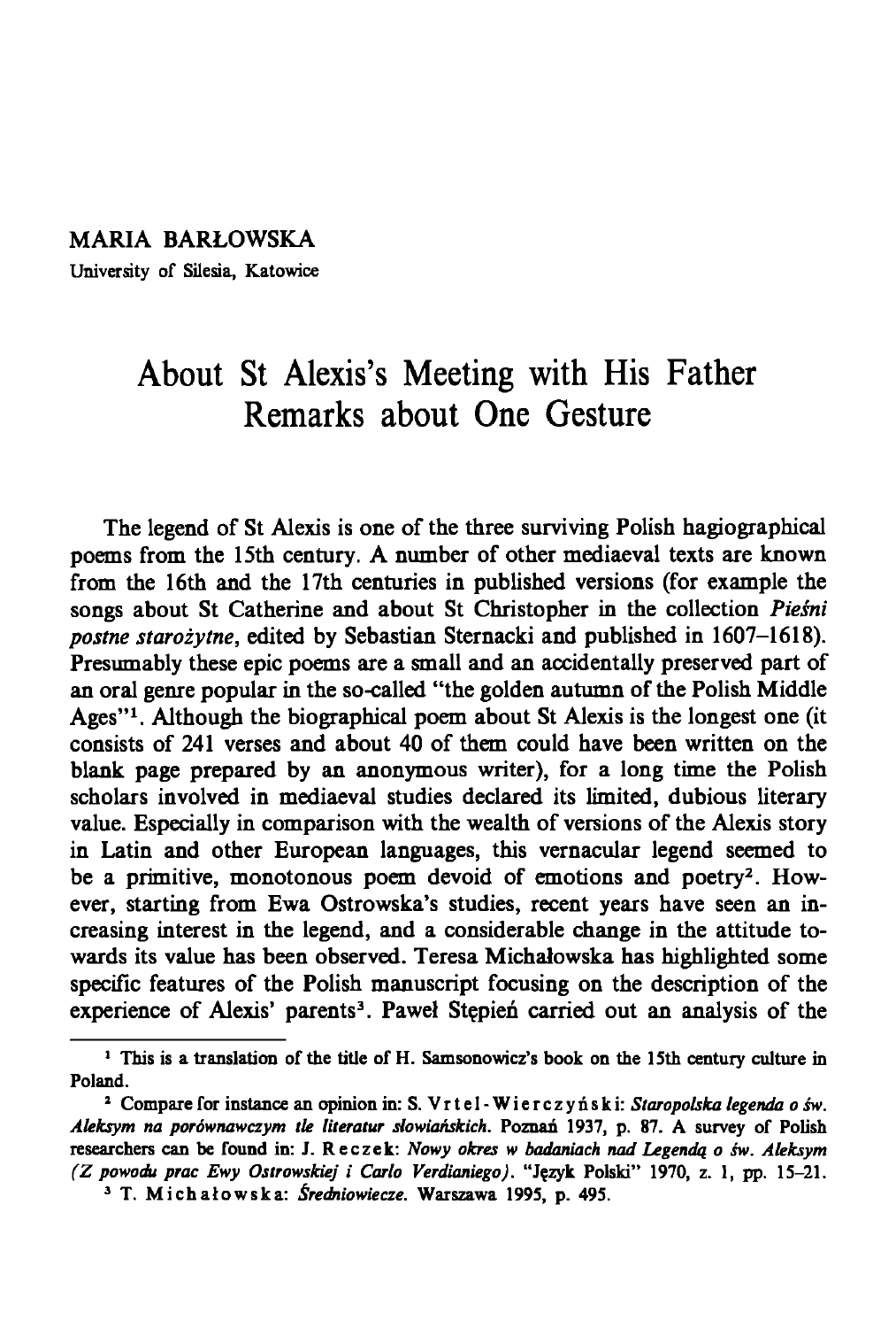MARIA BARŁOWSKA
University of Silesia, Katowice

# About St Alexis's Meeting with His Father
## Remarks about One Gesture

The legend of St Alexis is one of the three surviving Polish hagiographical poems from the 15th century. A number of other mediaeval texts are known from the 16th and the 17th centuries in published versions (for example the songs about St Catherine and about St Christopher in the collection *Pieśni postne starożytne*, edited by Sebastian Sternacki and published in 1607–1618). Presumably these epic poems are a small and an accidentally preserved part of an oral genre popular in the so-called "the golden autumn of the Polish Middle Ages"[1]. Although the biographical poem about St Alexis is the longest one (it consists of 241 verses and about 40 of them could have been written on the blank page prepared by an anonymous writer), for a long time the Polish scholars involved in mediaeval studies declared its limited, dubious literary value. Especially in comparison with the wealth of versions of the Alexis story in Latin and other European languages, this vernacular legend seemed to be a primitive, monotonous poem devoid of emotions and poetry[2]. However, starting from Ewa Ostrowska's studies, recent years have seen an increasing interest in the legend, and a considerable change in the attitude towards its value has been observed. Teresa Michałowska has highlighted some specific features of the Polish manuscript focusing on the description of the experience of Alexis' parents[3]. Paweł Stępień carried out an analysis of the

---

[1] This is a translation of the title of H. Samsonowicz's book on the 15th century culture in Poland.

[2] Compare for instance an opinion in: S. Vrtel-Wierczyński: *Staropolska legenda o św. Aleksym na porównawczym tle literatur słowiańskich*. Poznań 1937, p. 87. A survey of Polish researchers can be found in: J. Reczek: *Nowy okres w badaniach nad Legendą o św. Aleksym (Z powodu prac Ewy Ostrowskiej i Carlo Verdianiego)*. "Język Polski" 1970, z. 1, pp. 15–21.

[3] T. Michałowska: *Średniowiecze*. Warszawa 1995, p. 495.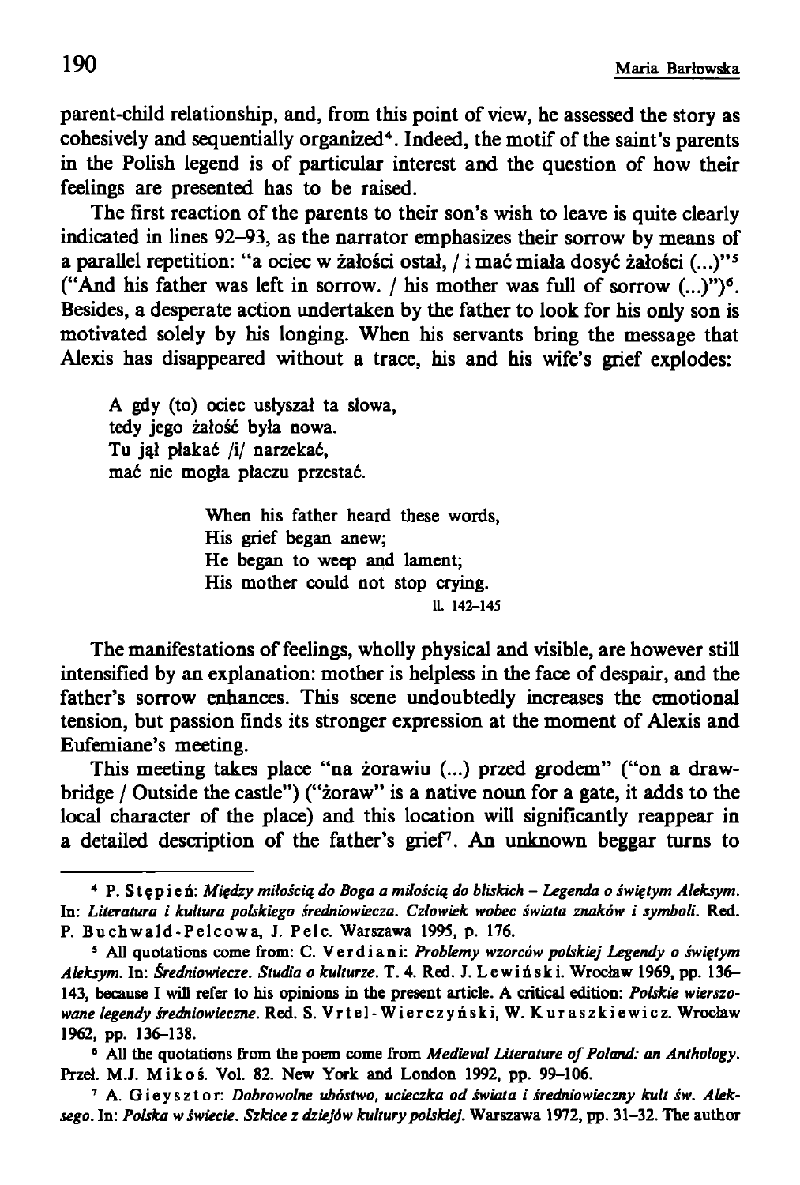parent-child relationship, and, from this point of view, he assessed the story as cohesively and sequentially organized[4]. Indeed, the motif of the saint's parents in the Polish legend is of particular interest and the question of how their feelings are presented has to be raised.

The first reaction of the parents to their son's wish to leave is quite clearly indicated in lines 92–93, as the narrator emphasizes their sorrow by means of a parallel repetition: "a ociec w żałości ostał, / i mać miała dosyć żałości (...)"[5] ("And his father was left in sorrow. / his mother was full of sorrow (...)")[6]. Besides, a desperate action undertaken by the father to look for his only son is motivated solely by his longing. When his servants bring the message that Alexis has disappeared without a trace, his and his wife's grief explodes:

> A gdy (to) ociec usłyszał ta słowa,
> tedy jego żałość była nowa.
> Tu jął płakać /i/ narzekać,
> mać nie mogła płaczu przestać.

> When his father heard these words,
> His grief began anew;
> He began to weep and lament;
> His mother could not stop crying.
>
> ll. 142–145

The manifestations of feelings, wholly physical and visible, are however still intensified by an explanation: mother is helpless in the face of despair, and the father's sorrow enhances. This scene undoubtedly increases the emotional tension, but passion finds its stronger expression at the moment of Alexis and Eufemiane's meeting.

This meeting takes place "na żorawiu (...) przed grodem" ("on a drawbridge / Outside the castle") ("żoraw" is a native noun for a gate, it adds to the local character of the place) and this location will significantly reappear in a detailed description of the father's grief[7]. An unknown beggar turns to

---

[4] P. Stępień: *Między miłością do Boga a miłością do bliskich – Legenda o świętym Aleksym*. In: *Literatura i kultura polskiego średniowiecza. Człowiek wobec świata znaków i symboli*. Red. P. Buchwald-Pelcowa, J. Pelc. Warszawa 1995, p. 176.

[5] All quotations come from: C. Verdiani: *Problemy wzorców polskiej Legendy o świętym Aleksym*. In: *Średniowiecze. Studia o kulturze*. T. 4. Red. J. Lewiński. Wrocław 1969, pp. 136–143, because I will refer to his opinions in the present article. A critical edition: *Polskie wierszowane legendy średniowieczne*. Red. S. Vrtel-Wierczyński, W. Kuraszkiewicz. Wrocław 1962, pp. 136–138.

[6] All the quotations from the poem come from *Medieval Literature of Poland: an Anthology*. Przeł. M.J. Mikoś. Vol. 82. New York and London 1992, pp. 99–106.

[7] A. Gieysztor: *Dobrowolne ubóstwo, ucieczka od świata i średniowieczny kult św. Aleksego*. In: *Polska w świecie. Szkice z dziejów kultury polskiej*. Warszawa 1972, pp. 31–32. The author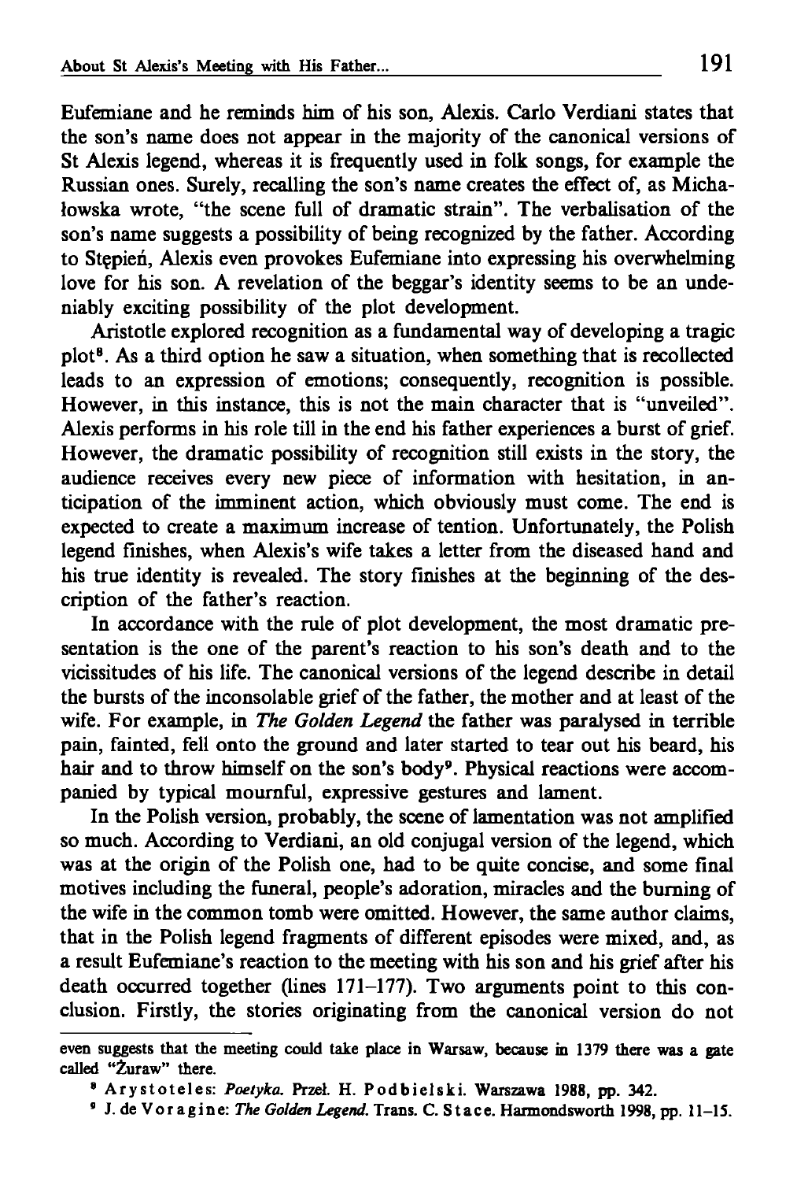Eufemiane and he reminds him of his son, Alexis. Carlo Verdiani states that the son's name does not appear in the majority of the canonical versions of St Alexis legend, whereas it is frequently used in folk songs, for example the Russian ones. Surely, recalling the son's name creates the effect of, as Michałowska wrote, "the scene full of dramatic strain". The verbalisation of the son's name suggests a possibility of being recognized by the father. According to Stępień, Alexis even provokes Eufemiane into expressing his overwhelming love for his son. A revelation of the beggar's identity seems to be an undeniably exciting possibility of the plot development.

Aristotle explored recognition as a fundamental way of developing a tragic plot[8]. As a third option he saw a situation, when something that is recollected leads to an expression of emotions; consequently, recognition is possible. However, in this instance, this is not the main character that is "unveiled". Alexis performs in his role till in the end his father experiences a burst of grief. However, the dramatic possibility of recognition still exists in the story, the audience receives every new piece of information with hesitation, in anticipation of the imminent action, which obviously must come. The end is expected to create a maximum increase of tention. Unfortunately, the Polish legend finishes, when Alexis's wife takes a letter from the diseased hand and his true identity is revealed. The story finishes at the beginning of the description of the father's reaction.

In accordance with the rule of plot development, the most dramatic presentation is the one of the parent's reaction to his son's death and to the vicissitudes of his life. The canonical versions of the legend describe in detail the bursts of the inconsolable grief of the father, the mother and at least of the wife. For example, in *The Golden Legend* the father was paralysed in terrible pain, fainted, fell onto the ground and later started to tear out his beard, his hair and to throw himself on the son's body[9]. Physical reactions were accompanied by typical mournful, expressive gestures and lament.

In the Polish version, probably, the scene of lamentation was not amplified so much. According to Verdiani, an old conjugal version of the legend, which was at the origin of the Polish one, had to be quite concise, and some final motives including the funeral, people's adoration, miracles and the burning of the wife in the common tomb were omitted. However, the same author claims, that in the Polish legend fragments of different episodes were mixed, and, as a result Eufemiane's reaction to the meeting with his son and his grief after his death occurred together (lines 171–177). Two arguments point to this conclusion. Firstly, the stories originating from the canonical version do not

---

even suggests that the meeting could take place in Warsaw, because in 1379 there was a gate called "Żuraw" there.

[8] Arystoteles: *Poetyka.* Przeł. H. Podbielski. Warszawa 1988, pp. 342.

[9] J. de Voragine: *The Golden Legend.* Trans. C. Stace. Harmondsworth 1998, pp. 11–15.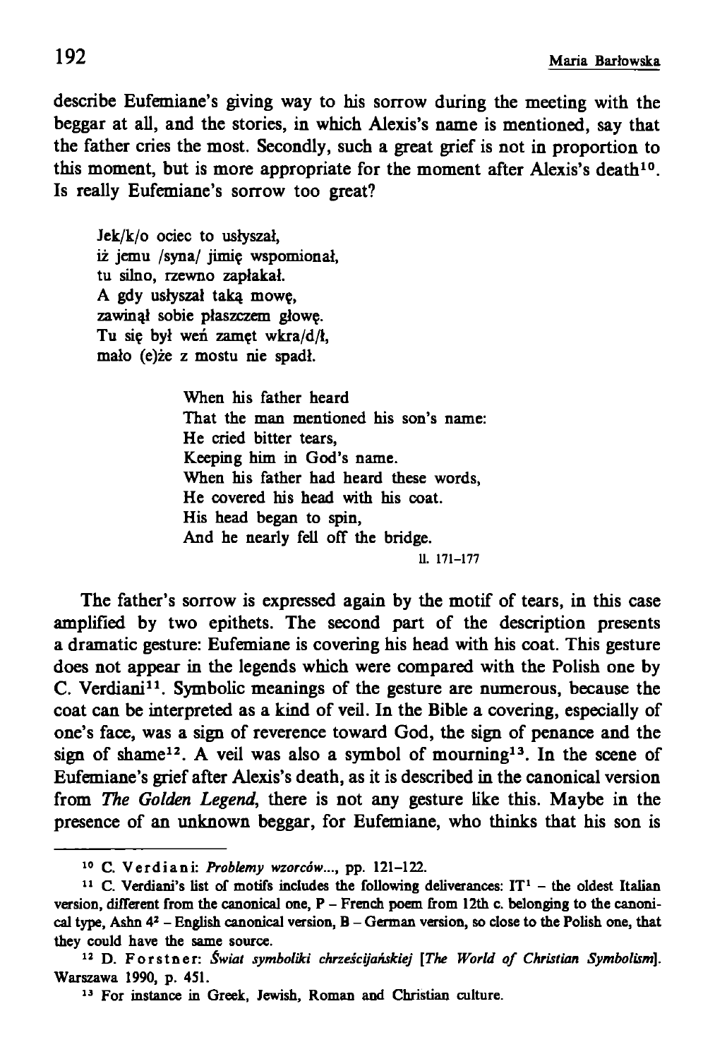describe Eufemiane's giving way to his sorrow during the meeting with the beggar at all, and the stories, in which Alexis's name is mentioned, say that the father cries the most. Secondly, such a great grief is not in proportion to this moment, but is more appropriate for the moment after Alexis's death[10]. Is really Eufemiane's sorrow too great?

> Jek/k/o ociec to usłyszał,
> iż jemu /syna/ jimię wspomionał,
> tu silno, rzewno zapłakał.
> A gdy usłyszał taką mowę,
> zawinął sobie płaszczem głowę.
> Tu się był weń zamęt wkra/d/ł,
> mało (e)że z mostu nie spadł.

> When his father heard
> That the man mentioned his son's name:
> He cried bitter tears,
> Keeping him in God's name.
> When his father had heard these words,
> He covered his head with his coat.
> His head began to spin,
> And he nearly fell off the bridge.
>
> ll. 171–177

The father's sorrow is expressed again by the motif of tears, in this case amplified by two epithets. The second part of the description presents a dramatic gesture: Eufemiane is covering his head with his coat. This gesture does not appear in the legends which were compared with the Polish one by C. Verdiani[11]. Symbolic meanings of the gesture are numerous, because the coat can be interpreted as a kind of veil. In the Bible a covering, especially of one's face, was a sign of reverence toward God, the sign of penance and the sign of shame[12]. A veil was also a symbol of mourning[13]. In the scene of Eufemiane's grief after Alexis's death, as it is described in the canonical version from *The Golden Legend*, there is not any gesture like this. Maybe in the presence of an unknown beggar, for Eufemiane, who thinks that his son is

---

[10] C. Verdiani: *Problemy wzorców...*, pp. 121–122.

[11] C. Verdiani's list of motifs includes the following deliverances: IT[1] – the oldest Italian version, different from the canonical one, P – French poem from 12th c. belonging to the canonical type, Ashn 4[2] – English canonical version, B – German version, so close to the Polish one, that they could have the same source.

[12] D. Forstner: *Świat symboliki chrześcijańskiej* [*The World of Christian Symbolism*]. Warszawa 1990, p. 451.

[13] For instance in Greek, Jewish, Roman and Christian culture.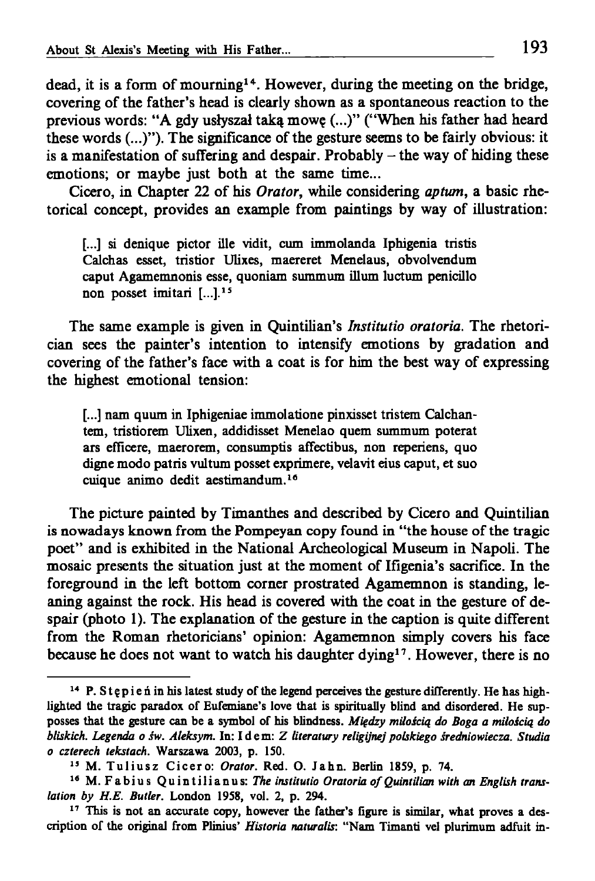dead, it is a form of mourning[14]. However, during the meeting on the bridge, covering of the father's head is clearly shown as a spontaneous reaction to the previous words: "A gdy usłyszał taką mowę (...)" ("When his father had heard these words (...)"). The significance of the gesture seems to be fairly obvious: it is a manifestation of suffering and despair. Probably – the way of hiding these emotions; or maybe just both at the same time...

Cicero, in Chapter 22 of his *Orator*, while considering *aptum*, a basic rhetorical concept, provides an example from paintings by way of illustration:

> [...] si denique pictor ille vidit, cum immolanda Iphigenia tristis Calchas esset, tristior Ulixes, maereret Menelaus, obvolvendum caput Agamemnonis esse, quoniam summum illum luctum penicillo non posset imitari [...].[15]

The same example is given in Quintilian's *Institutio oratoria*. The rhetorician sees the painter's intention to intensify emotions by gradation and covering of the father's face with a coat is for him the best way of expressing the highest emotional tension:

> [...] nam quum in Iphigeniae immolatione pinxisset tristem Calchantem, tristiorem Ulixen, addidisset Menelao quem summum poterat ars efficere, maerorem, consumptis affectibus, non reperiens, quo digne modo patris vultum posset exprimere, velavit eius caput, et suo cuique animo dedit aestimandum.[16]

The picture painted by Timanthes and described by Cicero and Quintilian is nowadays known from the Pompeyan copy found in "the house of the tragic poet" and is exhibited in the National Archeological Museum in Napoli. The mosaic presents the situation just at the moment of Ifigenia's sacrifice. In the foreground in the left bottom corner prostrated Agamemnon is standing, leaning against the rock. His head is covered with the coat in the gesture of despair (photo 1). The explanation of the gesture in the caption is quite different from the Roman rhetoricians' opinion: Agamemnon simply covers his face because he does not want to watch his daughter dying[17]. However, there is no

---

[14] P. Stępień in his latest study of the legend perceives the gesture differently. He has highlighted the tragic paradox of Eufemiane's love that is spiritually blind and disordered. He supposses that the gesture can be a symbol of his blindness. *Między miłością do Boga a miłością do bliskich. Legenda o św. Aleksym.* In: Idem: *Z literatury religijnej polskiego średniowiecza. Studia o czterech tekstach.* Warszawa 2003, p. 150.

[15] M. Tuliusz Cicero: *Orator*. Red. O. Jahn. Berlin 1859, p. 74.

[16] M. Fabius Quintilianus: *The institutio Oratoria of Quintilian with an English translation by H.E. Butler.* London 1958, vol. 2, p. 294.

[17] This is not an accurate copy, however the father's figure is similar, what proves a description of the original from Plinius' *Historia naturalis*: "Nam Timanti vel plurimum adfuit in-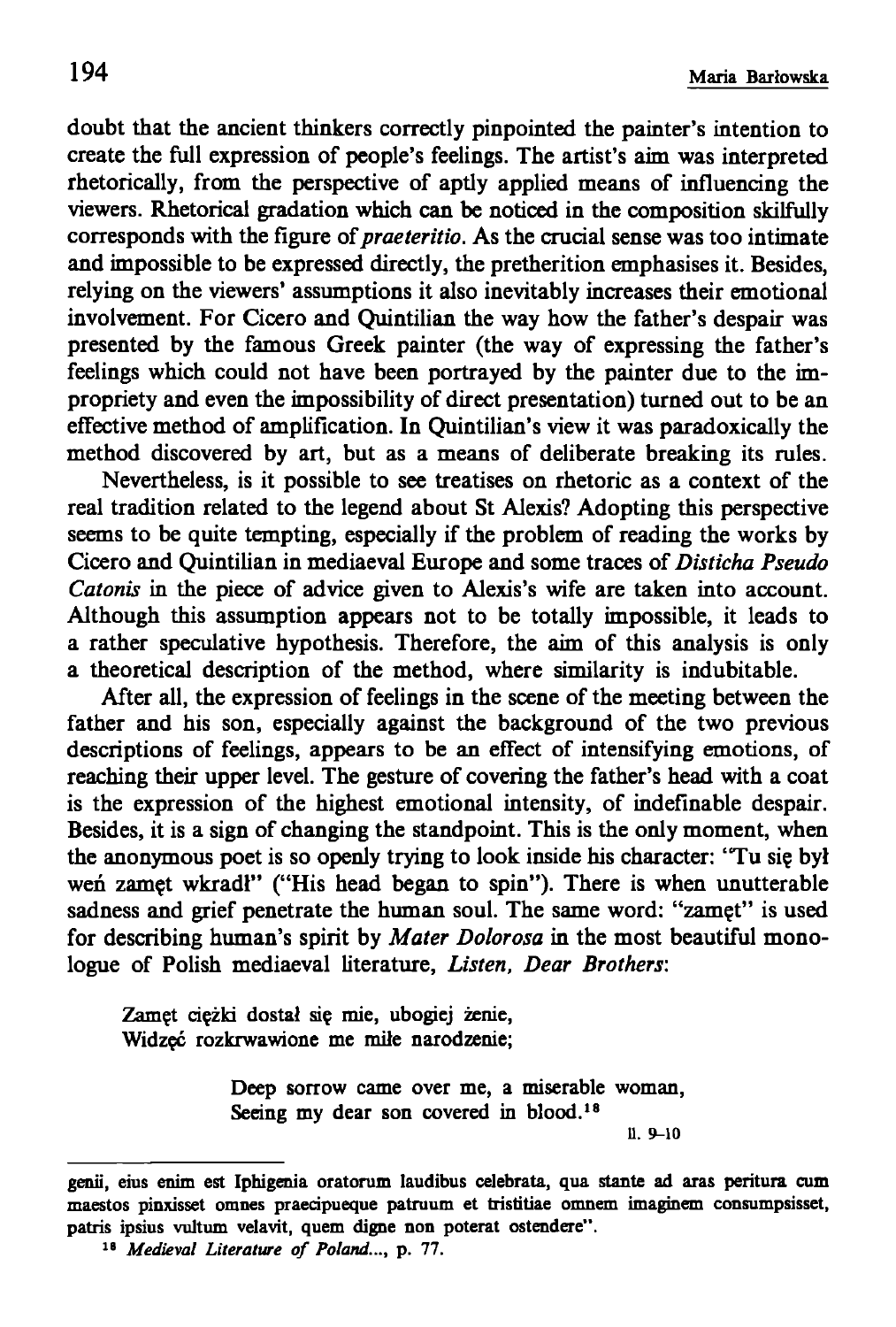doubt that the ancient thinkers correctly pinpointed the painter's intention to create the full expression of people's feelings. The artist's aim was interpreted rhetorically, from the perspective of aptly applied means of influencing the viewers. Rhetorical gradation which can be noticed in the composition skilfully corresponds with the figure of *praeteritio*. As the crucial sense was too intimate and impossible to be expressed directly, the pretherition emphasises it. Besides, relying on the viewers' assumptions it also inevitably increases their emotional involvement. For Cicero and Quintilian the way how the father's despair was presented by the famous Greek painter (the way of expressing the father's feelings which could not have been portrayed by the painter due to the impropriety and even the impossibility of direct presentation) turned out to be an effective method of amplification. In Quintilian's view it was paradoxically the method discovered by art, but as a means of deliberate breaking its rules.

Nevertheless, is it possible to see treatises on rhetoric as a context of the real tradition related to the legend about St Alexis? Adopting this perspective seems to be quite tempting, especially if the problem of reading the works by Cicero and Quintilian in mediaeval Europe and some traces of *Disticha Pseudo Catonis* in the piece of advice given to Alexis's wife are taken into account. Although this assumption appears not to be totally impossible, it leads to a rather speculative hypothesis. Therefore, the aim of this analysis is only a theoretical description of the method, where similarity is indubitable.

After all, the expression of feelings in the scene of the meeting between the father and his son, especially against the background of the two previous descriptions of feelings, appears to be an effect of intensifying emotions, of reaching their upper level. The gesture of covering the father's head with a coat is the expression of the highest emotional intensity, of indefinable despair. Besides, it is a sign of changing the standpoint. This is the only moment, when the anonymous poet is so openly trying to look inside his character: "Tu się był weń zamęt wkradł" ("His head began to spin"). There is when unutterable sadness and grief penetrate the human soul. The same word: "zamęt" is used for describing human's spirit by *Mater Dolorosa* in the most beautiful monologue of Polish mediaeval literature, *Listen, Dear Brothers*:

> Zamęt ciężki dostał się mie, ubogiej żenie,
> Widzęć rozkrwawione me miłe narodzenie;
>
> Deep sorrow came over me, a miserable woman,
> Seeing my dear son covered in blood.[18]
>
> ll. 9–10

---

genii, eius enim est Iphigenia oratorum laudibus celebrata, qua stante ad aras peritura cum maestos pinxisset omnes praecipueque patruum et tristitiae omnem imaginem consumpsisset, patris ipsius vultum velavit, quem digne non poterat ostendere".

[18] *Medieval Literature of Poland...*, p. 77.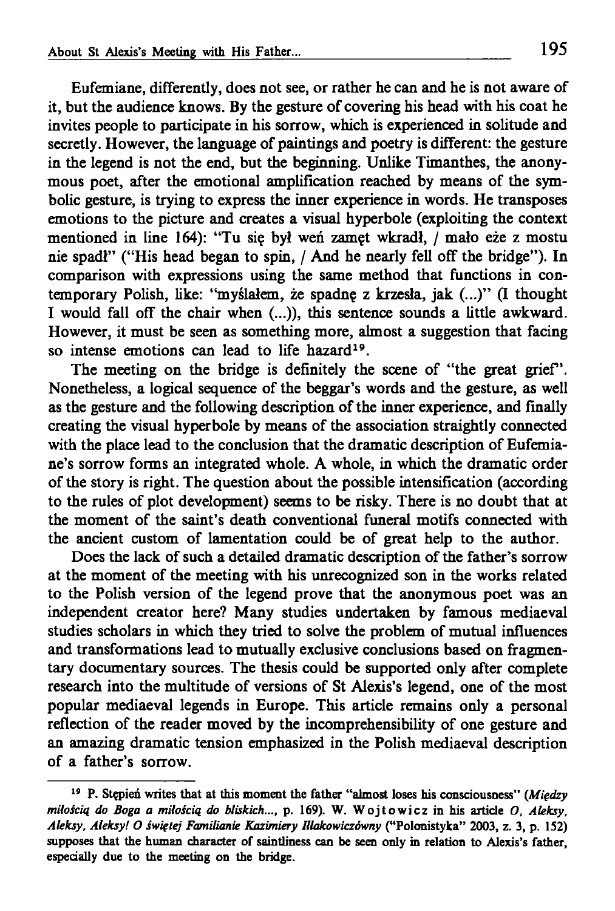Eufemiane, differently, does not see, or rather he can and he is not aware of it, but the audience knows. By the gesture of covering his head with his coat he invites people to participate in his sorrow, which is experienced in solitude and secretly. However, the language of paintings and poetry is different: the gesture in the legend is not the end, but the beginning. Unlike Timanthes, the anonymous poet, after the emotional amplification reached by means of the symbolic gesture, is trying to express the inner experience in words. He transposes emotions to the picture and creates a visual hyperbole (exploiting the context mentioned in line 164): "Tu się był weń zamęt wkradł, / mało eże z mostu nie spadł" ("His head began to spin, / And he nearly fell off the bridge"). In comparison with expressions using the same method that functions in contemporary Polish, like: "myślałem, że spadnę z krzesła, jak (...)" (I thought I would fall off the chair when (...)), this sentence sounds a little awkward. However, it must be seen as something more, almost a suggestion that facing so intense emotions can lead to life hazard[19].

The meeting on the bridge is definitely the scene of "the great grief". Nonetheless, a logical sequence of the beggar's words and the gesture, as well as the gesture and the following description of the inner experience, and finally creating the visual hyperbole by means of the association straightly connected with the place lead to the conclusion that the dramatic description of Eufemiane's sorrow forms an integrated whole. A whole, in which the dramatic order of the story is right. The question about the possible intensification (according to the rules of plot development) seems to be risky. There is no doubt that at the moment of the saint's death conventional funeral motifs connected with the ancient custom of lamentation could be of great help to the author.

Does the lack of such a detailed dramatic description of the father's sorrow at the moment of the meeting with his unrecognized son in the works related to the Polish version of the legend prove that the anonymous poet was an independent creator here? Many studies undertaken by famous mediaeval studies scholars in which they tried to solve the problem of mutual influences and transformations lead to mutually exclusive conclusions based on fragmentary documentary sources. The thesis could be supported only after complete research into the multitude of versions of St Alexis's legend, one of the most popular mediaeval legends in Europe. This article remains only a personal reflection of the reader moved by the incomprehensibility of one gesture and an amazing dramatic tension emphasized in the Polish mediaeval description of a father's sorrow.

---

[19] P. Stępień writes that at this moment the father "almost loses his consciousness" (*Między miłością do Boga a miłością do bliskich...*, p. 169). W. Wojtowicz in his article *O, Aleksy, Aleksy, Aleksy! O świętej Familianie Kazimiery Iłłakowiczówny* ("Polonistyka" 2003, z. 3, p. 152) supposes that the human character of saintliness can be seen only in relation to Alexis's father, especially due to the meeting on the bridge.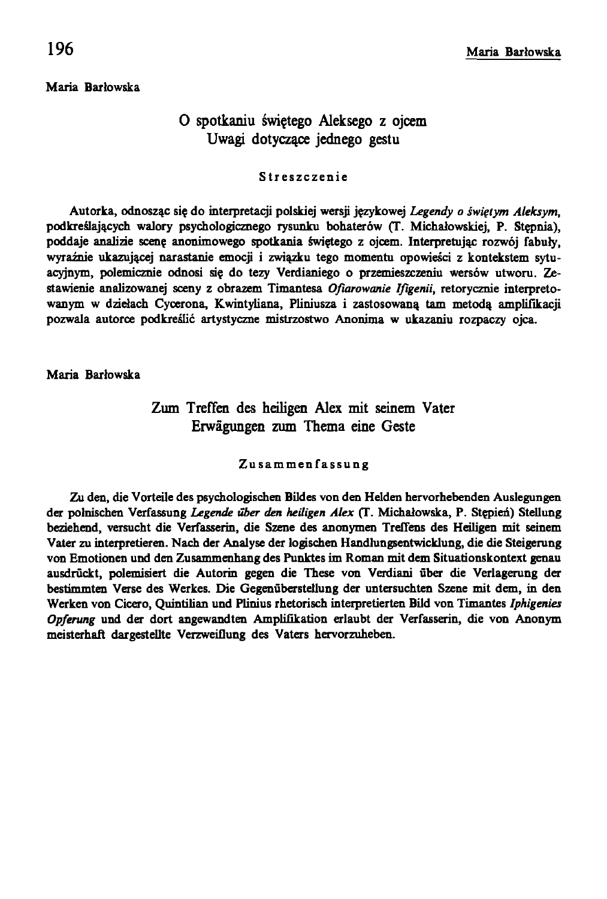Maria Barłowska

## O spotkaniu świętego Aleksego z ojcem
## Uwagi dotyczące jednego gestu

### Streszczenie

Autorka, odnosząc się do interpretacji polskiej wersji językowej *Legendy o świętym Aleksym*, podkreślających walory psychologicznego rysunku bohaterów (T. Michałowskiej, P. Stępnia), poddaje analizie scenę anonimowego spotkania świętego z ojcem. Interpretując rozwój fabuły, wyraźnie ukazującej narastanie emocji i związku tego momentu opowieści z kontekstem sytuacyjnym, polemicznie odnosi się do tezy Verdianiego o przemieszczeniu wersów utworu. Zestawienie analizowanej sceny z obrazem Timantesa *Ofiarowanie Ifigenii*, retorycznie interpretowanym w dziełach Cycerona, Kwintyliana, Pliniusza i zastosowaną tam metodą amplifikacji pozwala autorce podkreślić artystyczne mistrzostwo Anonima w ukazaniu rozpaczy ojca.

Maria Barłowska

## Zum Treffen des heiligen Alex mit seinem Vater
## Erwägungen zum Thema eine Geste

### Zusammenfassung

Zu den, die Vorteile des psychologischen Bildes von den Helden hervorhebenden Auslegungen der polnischen Verfassung *Legende über den heiligen Alex* (T. Michałowska, P. Stępień) Stellung beziehend, versucht die Verfasserin, die Szene des anonymen Treffens des Heiligen mit seinem Vater zu interpretieren. Nach der Analyse der logischen Handlungsentwicklung, die die Steigerung von Emotionen und den Zusammenhang des Punktes im Roman mit dem Situationskontext genau ausdrückt, polemisiert die Autorin gegen die These von Verdiani über die Verlagerung der bestimmten Verse des Werkes. Die Gegenüberstellung der untersuchten Szene mit dem, in den Werken von Cicero, Quintilian und Plinius rhetorisch interpretierten Bild von Timantes *Iphigenies Opferung* und der dort angewandten Amplifikation erlaubt der Verfasserin, die von Anonym meisterhaft dargestellte Verzweiflung des Vaters hervorzuheben.